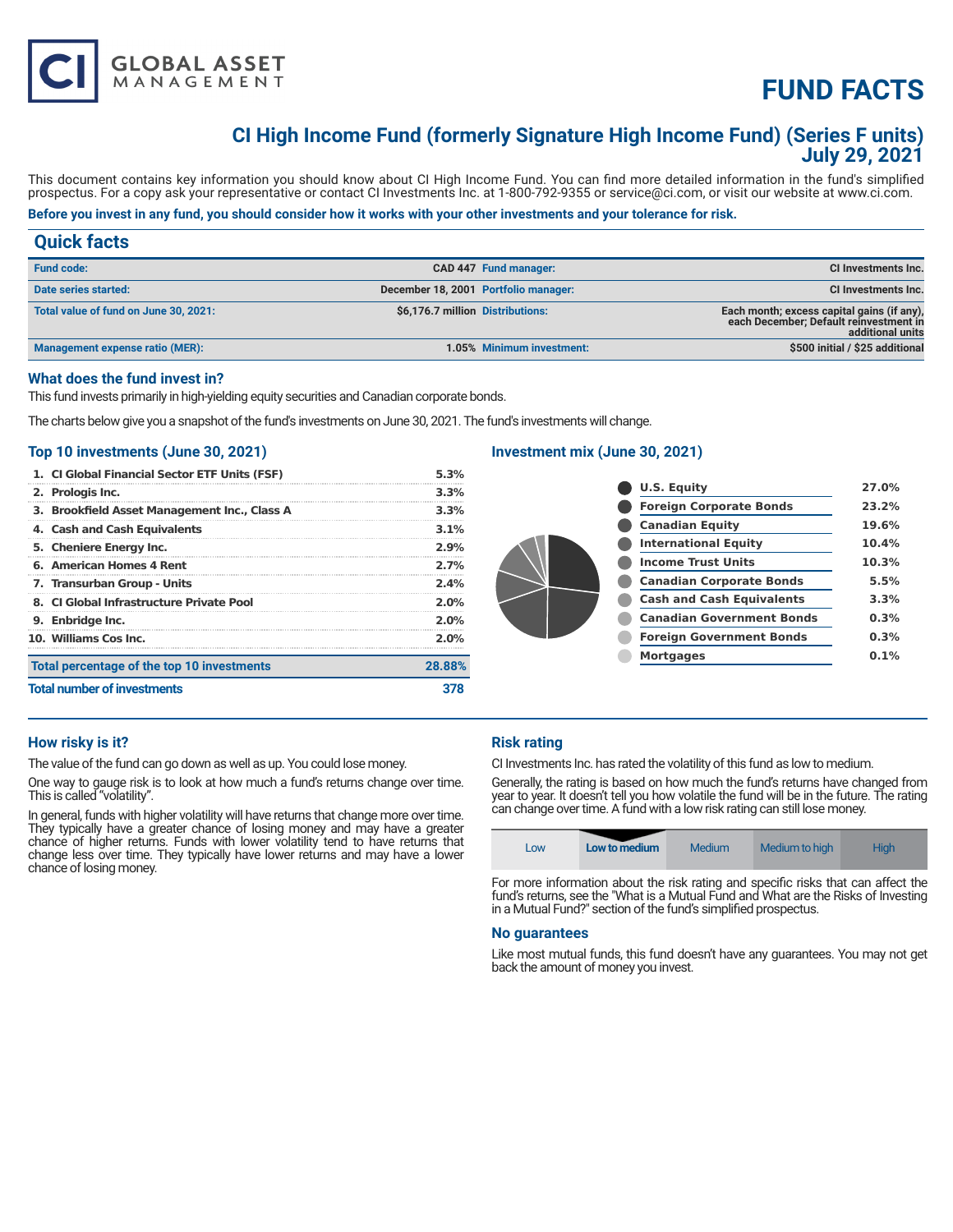# FUND FACTS

## CI High Income Fund (formerly Signature High Income Fund) (Series F units)
## July 29, 2021

This document contains key information you should know about CI High Income Fund. You can find more detailed information in the fund's simplified prospectus. For a copy ask your representative or contact CI Investments Inc. at 1-800-792-9355 or service@ci.com, or visit our website at www.ci.com.

**Before you invest in any fund, you should consider how it works with your other investments and your tolerance for risk.**

## Quick facts

| | | | |
|---|---|---|---|
| **Fund code:** | **CAD 447** | **Fund manager:** | **CI Investments Inc.** |
| **Date series started:** | **December 18, 2001** | **Portfolio manager:** | **CI Investments Inc.** |
| **Total value of fund on June 30, 2021:** | **$6,176.7 million** | **Distributions:** | **Each month; excess capital gains (if any), each December; Default reinvestment in additional units** |
| **Management expense ratio (MER):** | **1.05%** | **Minimum investment:** | **$500 initial / $25 additional** |

### What does the fund invest in?

This fund invests primarily in high-yielding equity securities and Canadian corporate bonds.

The charts below give you a snapshot of the fund's investments on June 30, 2021. The fund's investments will change.

### Top 10 investments (June 30, 2021)

| | |
|---|---|
| 1. CI Global Financial Sector ETF Units (FSF) | 5.3% |
| 2. Prologis Inc. | 3.3% |
| 3. Brookfield Asset Management Inc., Class A | 3.3% |
| 4. Cash and Cash Equivalents | 3.1% |
| 5. Cheniere Energy Inc. | 2.9% |
| 6. American Homes 4 Rent | 2.7% |
| 7. Transurban Group - Units | 2.4% |
| 8. CI Global Infrastructure Private Pool | 2.0% |
| 9. Enbridge Inc. | 2.0% |
| 10. Williams Cos Inc. | 2.0% |
| **Total percentage of the top 10 investments** | **28.88%** |
| **Total number of investments** | **378** |

### Investment mix (June 30, 2021)

| | |
|---|---|
| U.S. Equity | 27.0% |
| Foreign Corporate Bonds | 23.2% |
| Canadian Equity | 19.6% |
| International Equity | 10.4% |
| Income Trust Units | 10.3% |
| Canadian Corporate Bonds | 5.5% |
| Cash and Cash Equivalents | 3.3% |
| Canadian Government Bonds | 0.3% |
| Foreign Government Bonds | 0.3% |
| Mortgages | 0.1% |

### How risky is it?

The value of the fund can go down as well as up. You could lose money.

One way to gauge risk is to look at how much a fund's returns change over time. This is called "volatility".

In general, funds with higher volatility will have returns that change more over time. They typically have a greater chance of losing money and may have a greater chance of higher returns. Funds with lower volatility tend to have returns that change less over time. They typically have lower returns and may have a lower chance of losing money.

### Risk rating

CI Investments Inc. has rated the volatility of this fund as low to medium.

Generally, the rating is based on how much the fund's returns have changed from year to year. It doesn't tell you how volatile the fund will be in the future. The rating can change over time. A fund with a low risk rating can still lose money.

| Low | **Low to medium** | Medium | Medium to high | High |
|---|---|---|---|---|

For more information about the risk rating and specific risks that can affect the fund's returns, see the "What is a Mutual Fund and What are the Risks of Investing in a Mutual Fund?" section of the fund's simplified prospectus.

### No guarantees

Like most mutual funds, this fund doesn't have any guarantees. You may not get back the amount of money you invest.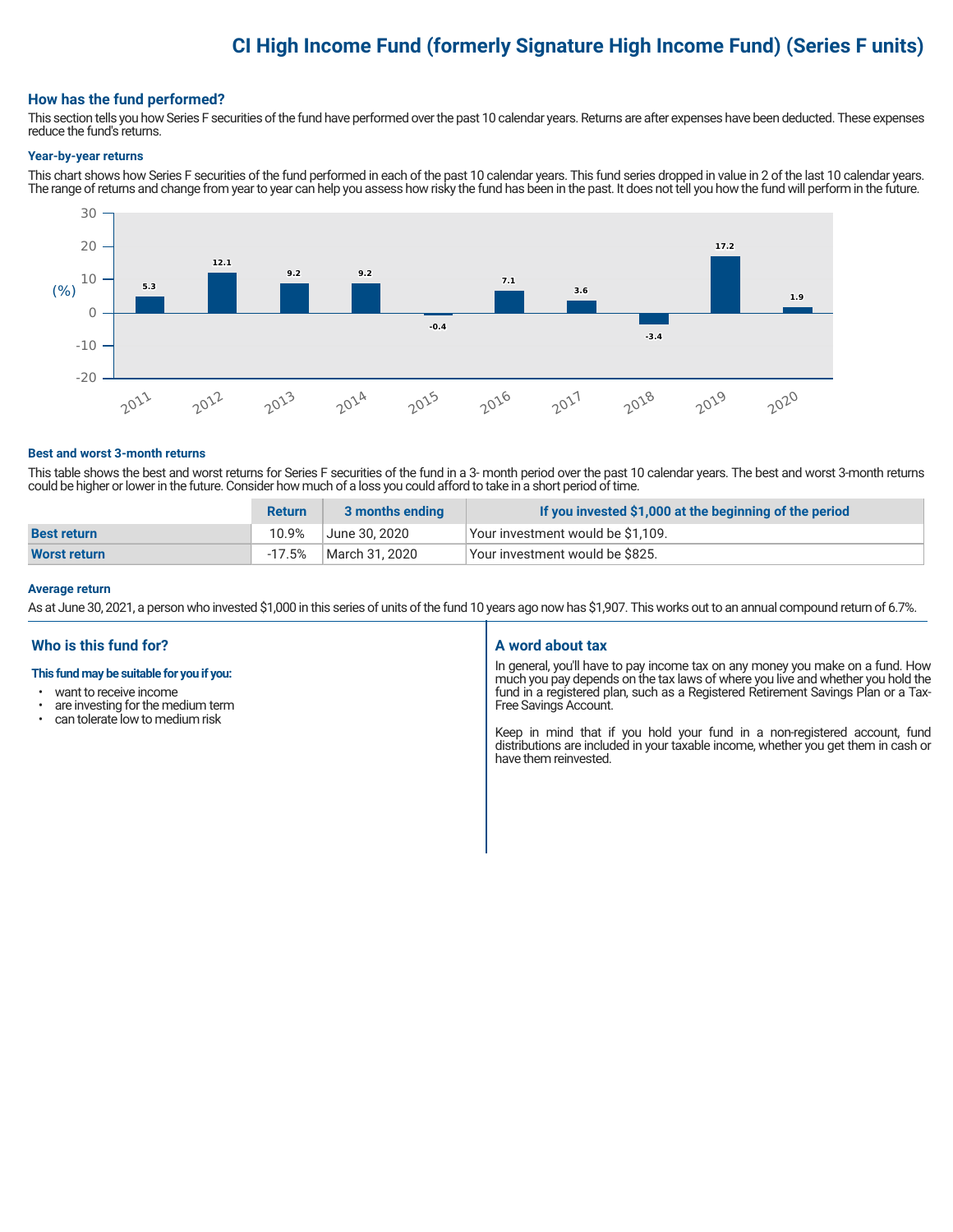# CI High Income Fund (formerly Signature High Income Fund) (Series F units)

## How has the fund performed?

This section tells you how Series F securities of the fund have performed over the past 10 calendar years. Returns are after expenses have been deducted. These expenses reduce the fund's returns.

### Year-by-year returns

This chart shows how Series F securities of the fund performed in each of the past 10 calendar years. This fund series dropped in value in 2 of the last 10 calendar years. The range of returns and change from year to year can help you assess how risky the fund has been in the past. It does not tell you how the fund will perform in the future.

| Year | 2011 | 2012 | 2013 | 2014 | 2015 | 2016 | 2017 | 2018 | 2019 | 2020 |
|---|---|---|---|---|---|---|---|---|---|---|
| Return (%) | 5.3 | 12.1 | 9.2 | 9.2 | -0.4 | 7.1 | 3.6 | -3.4 | 17.2 | 1.9 |

### Best and worst 3-month returns

This table shows the best and worst returns for Series F securities of the fund in a 3- month period over the past 10 calendar years. The best and worst 3-month returns could be higher or lower in the future. Consider how much of a loss you could afford to take in a short period of time.

| | Return | 3 months ending | If you invested $1,000 at the beginning of the period |
|---|---|---|---|
| **Best return** | 10.9% | June 30, 2020 | Your investment would be $1,109. |
| **Worst return** | -17.5% | March 31, 2020 | Your investment would be $825. |

### Average return

As at June 30, 2021, a person who invested $1,000 in this series of units of the fund 10 years ago now has $1,907. This works out to an annual compound return of 6.7%.

## Who is this fund for?

**This fund may be suitable for you if you:**

- want to receive income
- are investing for the medium term
- can tolerate low to medium risk

## A word about tax

In general, you'll have to pay income tax on any money you make on a fund. How much you pay depends on the tax laws of where you live and whether you hold the fund in a registered plan, such as a Registered Retirement Savings Plan or a Tax-Free Savings Account.

Keep in mind that if you hold your fund in a non-registered account, fund distributions are included in your taxable income, whether you get them in cash or have them reinvested.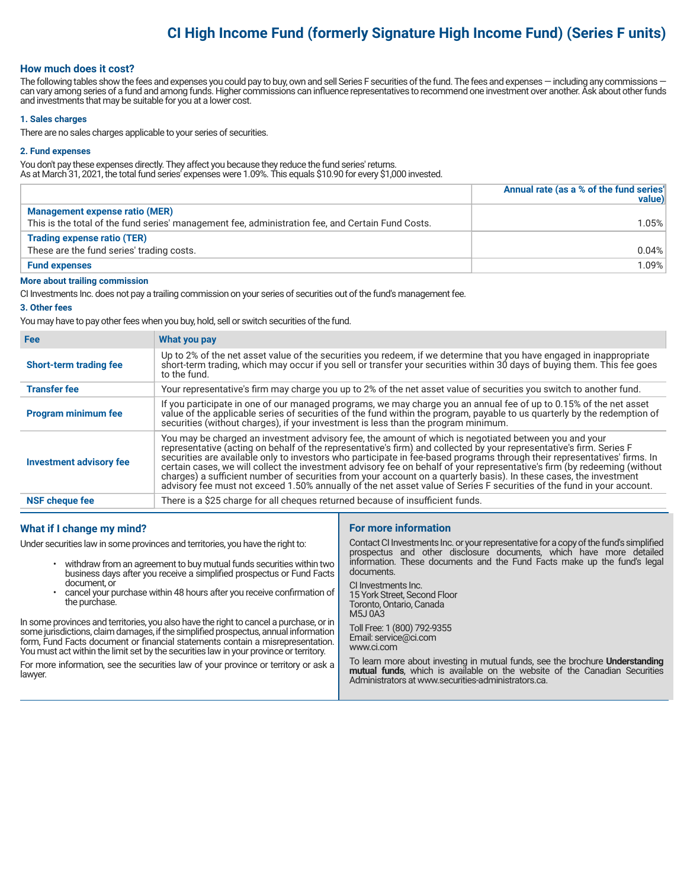# CI High Income Fund (formerly Signature High Income Fund) (Series F units)

## How much does it cost?

The following tables show the fees and expenses you could pay to buy, own and sell Series F securities of the fund. The fees and expenses — including any commissions — can vary among series of a fund and among funds. Higher commissions can influence representatives to recommend one investment over another. Ask about other funds and investments that may be suitable for you at a lower cost.

### 1. Sales charges

There are no sales charges applicable to your series of securities.

### 2. Fund expenses

You don't pay these expenses directly. They affect you because they reduce the fund series' returns.
As at March 31, 2021, the total fund series' expenses were 1.09%. This equals $10.90 for every $1,000 invested.

| | Annual rate (as a % of the fund series' value) |
|---|---|
| **Management expense ratio (MER)**<br>This is the total of the fund series' management fee, administration fee, and Certain Fund Costs. | 1.05% |
| **Trading expense ratio (TER)**<br>These are the fund series' trading costs. | 0.04% |
| **Fund expenses** | 1.09% |

### More about trailing commission

CI Investments Inc. does not pay a trailing commission on your series of securities out of the fund's management fee.

### 3. Other fees

You may have to pay other fees when you buy, hold, sell or switch securities of the fund.

| Fee | What you pay |
|---|---|
| **Short-term trading fee** | Up to 2% of the net asset value of the securities you redeem, if we determine that you have engaged in inappropriate short-term trading, which may occur if you sell or transfer your securities within 30 days of buying them. This fee goes to the fund. |
| **Transfer fee** | Your representative's firm may charge you up to 2% of the net asset value of securities you switch to another fund. |
| **Program minimum fee** | If you participate in one of our managed programs, we may charge you an annual fee of up to 0.15% of the net asset value of the applicable series of securities of the fund within the program, payable to us quarterly by the redemption of securities (without charges), if your investment is less than the program minimum. |
| **Investment advisory fee** | You may be charged an investment advisory fee, the amount of which is negotiated between you and your representative (acting on behalf of the representative's firm) and collected by your representative's firm. Series F securities are available only to investors who participate in fee-based programs through their representatives' firms. In certain cases, we will collect the investment advisory fee on behalf of your representative's firm (by redeeming (without charges) a sufficient number of securities from your account on a quarterly basis). In these cases, the investment advisory fee must not exceed 1.50% annually of the net asset value of Series F securities of the fund in your account. |
| **NSF cheque fee** | There is a $25 charge for all cheques returned because of insufficient funds. |

## What if I change my mind?

Under securities law in some provinces and territories, you have the right to:

- withdraw from an agreement to buy mutual funds securities within two business days after you receive a simplified prospectus or Fund Facts document, or
- cancel your purchase within 48 hours after you receive confirmation of the purchase.

In some provinces and territories, you also have the right to cancel a purchase, or in some jurisdictions, claim damages, if the simplified prospectus, annual information form, Fund Facts document or financial statements contain a misrepresentation. You must act within the limit set by the securities law in your province or territory.

For more information, see the securities law of your province or territory or ask a lawyer.

## For more information

Contact CI Investments Inc. or your representative for a copy of the fund's simplified prospectus and other disclosure documents, which have more detailed information. These documents and the Fund Facts make up the fund's legal documents.

CI Investments Inc.
15 York Street, Second Floor
Toronto, Ontario, Canada
M5J 0A3

Toll Free: 1 (800) 792-9355
Email: service@ci.com
www.ci.com

To learn more about investing in mutual funds, see the brochure **Understanding mutual funds**, which is available on the website of the Canadian Securities Administrators at www.securities-administrators.ca.